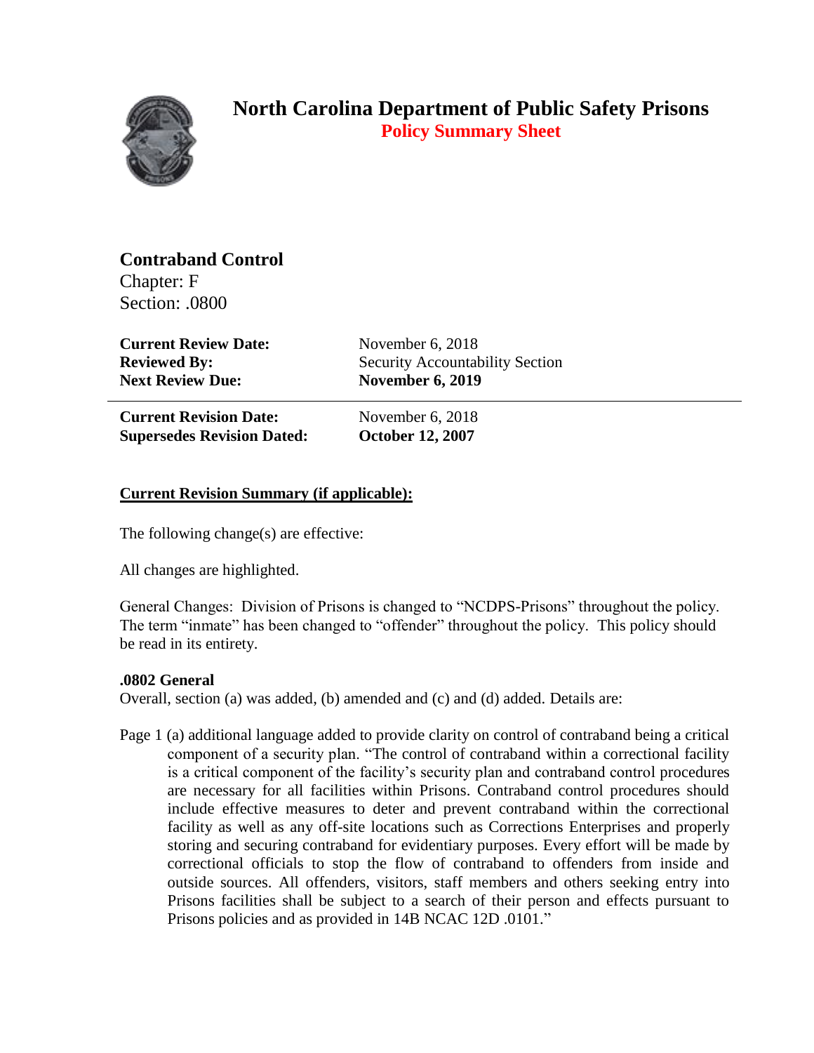# North Carolina Department of Public Safety Prisons

## Policy Summary Sheet

**Contraband Control**
Chapter: F
Section: .0800

| | |
|---|---|
| **Current Review Date:** | November 6, 2018 |
| **Reviewed By:** | Security Accountability Section |
| **Next Review Due:** | **November 6, 2019** |

---

| | |
|---|---|
| **Current Revision Date:** | November 6, 2018 |
| **Supersedes Revision Dated:** | **October 12, 2007** |

**Current Revision Summary (if applicable):**

The following change(s) are effective:

All changes are highlighted.

General Changes: Division of Prisons is changed to "NCDPS-Prisons" throughout the policy. The term "inmate" has been changed to "offender" throughout the policy. This policy should be read in its entirety.

**.0802 General**
Overall, section (a) was added, (b) amended and (c) and (d) added. Details are:

Page 1 (a) additional language added to provide clarity on control of contraband being a critical component of a security plan. "The control of contraband within a correctional facility is a critical component of the facility's security plan and contraband control procedures are necessary for all facilities within Prisons. Contraband control procedures should include effective measures to deter and prevent contraband within the correctional facility as well as any off-site locations such as Corrections Enterprises and properly storing and securing contraband for evidentiary purposes. Every effort will be made by correctional officials to stop the flow of contraband to offenders from inside and outside sources. All offenders, visitors, staff members and others seeking entry into Prisons facilities shall be subject to a search of their person and effects pursuant to Prisons policies and as provided in 14B NCAC 12D .0101."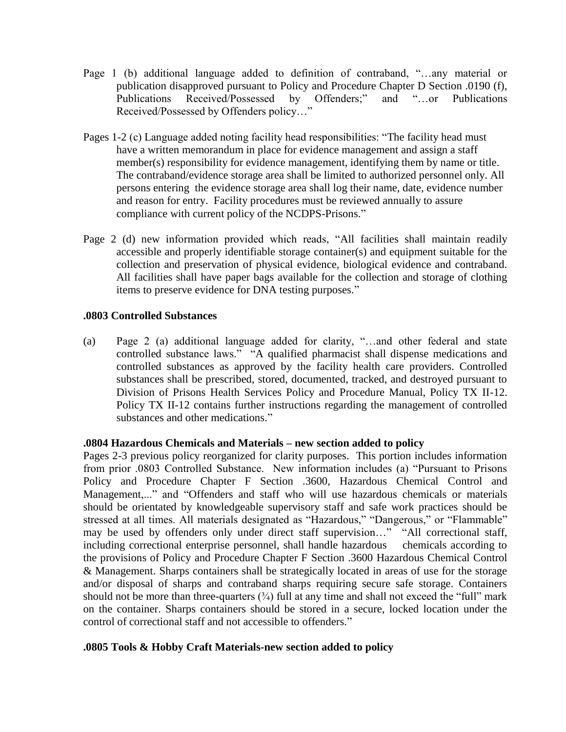Page 1 (b) additional language added to definition of contraband, "…any material or publication disapproved pursuant to Policy and Procedure Chapter D Section .0190 (f), Publications Received/Possessed by Offenders;" and "…or Publications Received/Possessed by Offenders policy…"

Pages 1-2 (c) Language added noting facility head responsibilities: "The facility head must have a written memorandum in place for evidence management and assign a staff member(s) responsibility for evidence management, identifying them by name or title. The contraband/evidence storage area shall be limited to authorized personnel only. All persons entering the evidence storage area shall log their name, date, evidence number and reason for entry. Facility procedures must be reviewed annually to assure compliance with current policy of the NCDPS-Prisons."

Page 2 (d) new information provided which reads, "All facilities shall maintain readily accessible and properly identifiable storage container(s) and equipment suitable for the collection and preservation of physical evidence, biological evidence and contraband. All facilities shall have paper bags available for the collection and storage of clothing items to preserve evidence for DNA testing purposes."

**.0803 Controlled Substances**

(a) Page 2 (a) additional language added for clarity, "…and other federal and state controlled substance laws." "A qualified pharmacist shall dispense medications and controlled substances as approved by the facility health care providers. Controlled substances shall be prescribed, stored, documented, tracked, and destroyed pursuant to Division of Prisons Health Services Policy and Procedure Manual, Policy TX II-12. Policy TX II-12 contains further instructions regarding the management of controlled substances and other medications."

**.0804 Hazardous Chemicals and Materials – new section added to policy**

Pages 2-3 previous policy reorganized for clarity purposes. This portion includes information from prior .0803 Controlled Substance. New information includes (a) "Pursuant to Prisons Policy and Procedure Chapter F Section .3600, Hazardous Chemical Control and Management,..." and "Offenders and staff who will use hazardous chemicals or materials should be orientated by knowledgeable supervisory staff and safe work practices should be stressed at all times. All materials designated as "Hazardous," "Dangerous," or "Flammable" may be used by offenders only under direct staff supervision…" "All correctional staff, including correctional enterprise personnel, shall handle hazardous chemicals according to the provisions of Policy and Procedure Chapter F Section .3600 Hazardous Chemical Control & Management. Sharps containers shall be strategically located in areas of use for the storage and/or disposal of sharps and contraband sharps requiring secure safe storage. Containers should not be more than three-quarters (¾) full at any time and shall not exceed the "full" mark on the container. Sharps containers should be stored in a secure, locked location under the control of correctional staff and not accessible to offenders."

**.0805 Tools & Hobby Craft Materials-new section added to policy**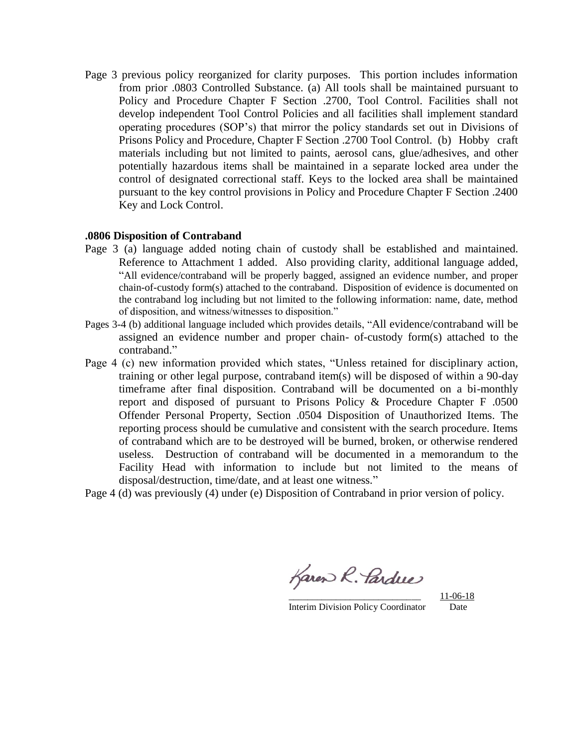Page 3 previous policy reorganized for clarity purposes. This portion includes information from prior .0803 Controlled Substance. (a) All tools shall be maintained pursuant to Policy and Procedure Chapter F Section .2700, Tool Control. Facilities shall not develop independent Tool Control Policies and all facilities shall implement standard operating procedures (SOP's) that mirror the policy standards set out in Divisions of Prisons Policy and Procedure, Chapter F Section .2700 Tool Control. (b) Hobby craft materials including but not limited to paints, aerosol cans, glue/adhesives, and other potentially hazardous items shall be maintained in a separate locked area under the control of designated correctional staff. Keys to the locked area shall be maintained pursuant to the key control provisions in Policy and Procedure Chapter F Section .2400 Key and Lock Control.

**.0806 Disposition of Contraband**

Page 3 (a) language added noting chain of custody shall be established and maintained. Reference to Attachment 1 added. Also providing clarity, additional language added, "All evidence/contraband will be properly bagged, assigned an evidence number, and proper chain-of-custody form(s) attached to the contraband. Disposition of evidence is documented on the contraband log including but not limited to the following information: name, date, method of disposition, and witness/witnesses to disposition."

Pages 3-4 (b) additional language included which provides details, "All evidence/contraband will be assigned an evidence number and proper chain- of-custody form(s) attached to the contraband."

Page 4 (c) new information provided which states, "Unless retained for disciplinary action, training or other legal purpose, contraband item(s) will be disposed of within a 90-day timeframe after final disposition. Contraband will be documented on a bi-monthly report and disposed of pursuant to Prisons Policy & Procedure Chapter F .0500 Offender Personal Property, Section .0504 Disposition of Unauthorized Items. The reporting process should be cumulative and consistent with the search procedure. Items of contraband which are to be destroyed will be burned, broken, or otherwise rendered useless. Destruction of contraband will be documented in a memorandum to the Facility Head with information to include but not limited to the means of disposal/destruction, time/date, and at least one witness."

Page 4 (d) was previously (4) under (e) Disposition of Contraband in prior version of policy.

Karen R. Pardue

Interim Division Policy Coordinator — 11-06-18 Date